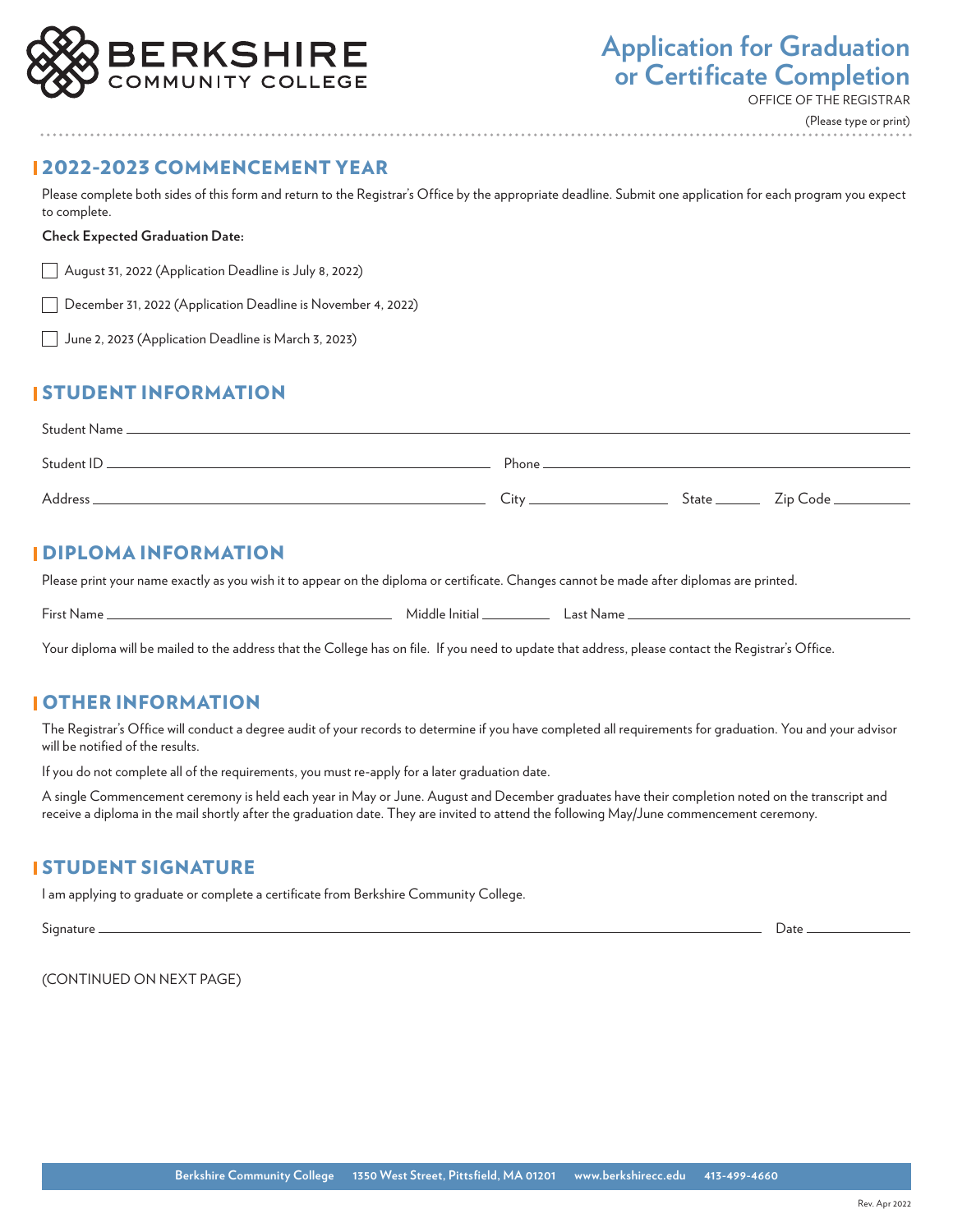# BERKSHIRE COMMUNITY COLLEGE

# Application for Graduation or Certificate Completion

OFFICE OF THE REGISTRAR

(Please type or print)

## 2022-2023 COMMENCEMENT YEAR

Please complete both sides of this form and return to the Registrar's Office by the appropriate deadline. Submit one application for each program you expect to complete.

**Check Expected Graduation Date:**

☐ August 31, 2022 (Application Deadline is July 8, 2022)

☐ December 31, 2022 (Application Deadline is November 4, 2022)

☐ June 2, 2023 (Application Deadline is March 3, 2023)

## STUDENT INFORMATION

Student Name ______________________________________________

Student ID ____________________ Phone ____________________

Address ____________________ City ____________ State ______ Zip Code ________

## DIPLOMA INFORMATION

Please print your name exactly as you wish it to appear on the diploma or certificate. Changes cannot be made after diplomas are printed.

First Name ____________________ Middle Initial ______ Last Name ____________________

Your diploma will be mailed to the address that the College has on file. If you need to update that address, please contact the Registrar's Office.

## OTHER INFORMATION

The Registrar's Office will conduct a degree audit of your records to determine if you have completed all requirements for graduation. You and your advisor will be notified of the results.

If you do not complete all of the requirements, you must re-apply for a later graduation date.

A single Commencement ceremony is held each year in May or June. August and December graduates have their completion noted on the transcript and receive a diploma in the mail shortly after the graduation date. They are invited to attend the following May/June commencement ceremony.

## STUDENT SIGNATURE

I am applying to graduate or complete a certificate from Berkshire Community College.

Signature ______________________________________________ Date ______________

(CONTINUED ON NEXT PAGE)

Berkshire Community College 1350 West Street, Pittsfield, MA 01201 www.berkshirecc.edu 413-499-4660

Rev. Apr 2022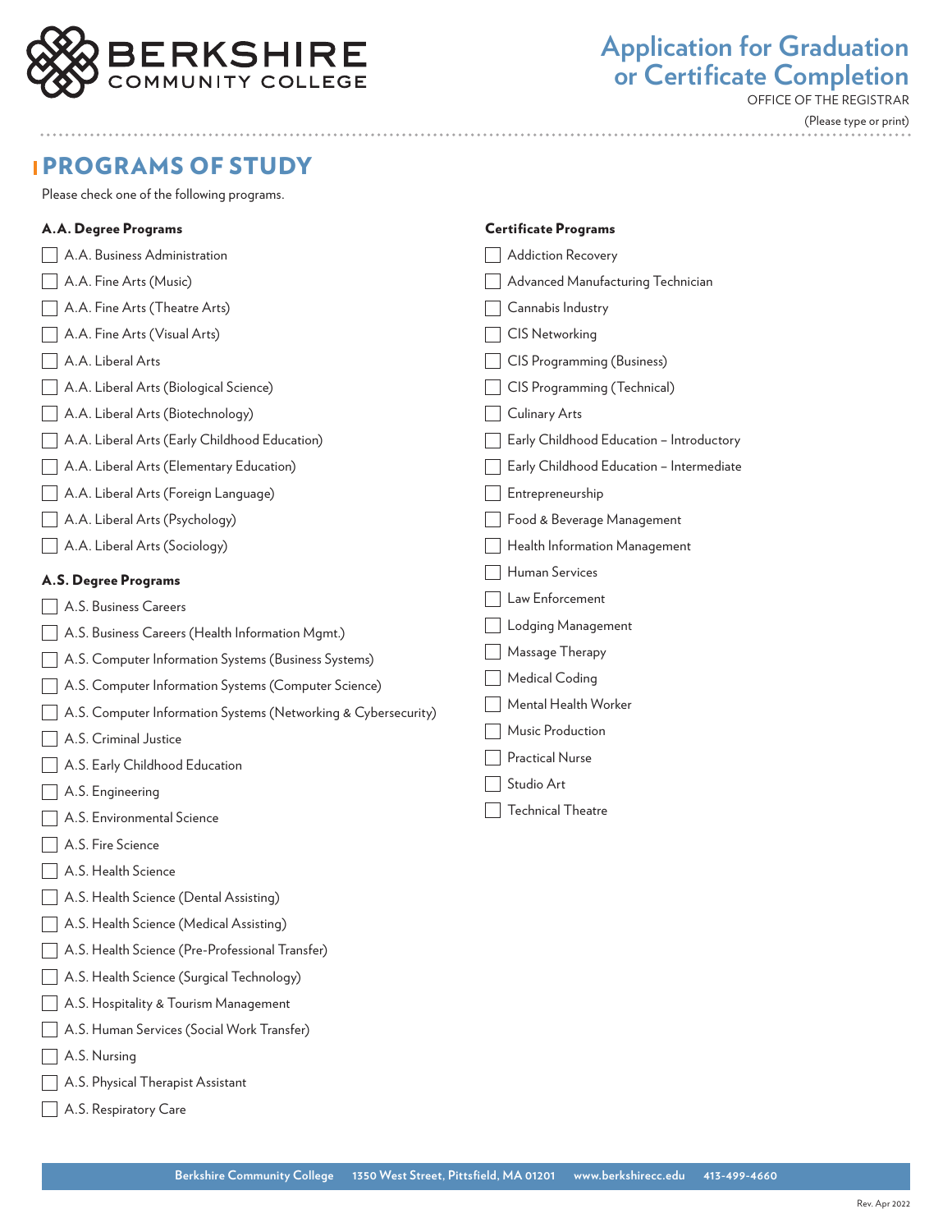# Application for Graduation or Certificate Completion

OFFICE OF THE REGISTRAR

(Please type or print)

## PROGRAMS OF STUDY

Please check one of the following programs.

### A.A. Degree Programs

- ☐ A.A. Business Administration
- ☐ A.A. Fine Arts (Music)
- ☐ A.A. Fine Arts (Theatre Arts)
- ☐ A.A. Fine Arts (Visual Arts)
- ☐ A.A. Liberal Arts
- ☐ A.A. Liberal Arts (Biological Science)
- ☐ A.A. Liberal Arts (Biotechnology)
- ☐ A.A. Liberal Arts (Early Childhood Education)
- ☐ A.A. Liberal Arts (Elementary Education)
- ☐ A.A. Liberal Arts (Foreign Language)
- ☐ A.A. Liberal Arts (Psychology)
- ☐ A.A. Liberal Arts (Sociology)

### A.S. Degree Programs

- ☐ A.S. Business Careers
- ☐ A.S. Business Careers (Health Information Mgmt.)
- ☐ A.S. Computer Information Systems (Business Systems)
- ☐ A.S. Computer Information Systems (Computer Science)
- ☐ A.S. Computer Information Systems (Networking & Cybersecurity)
- ☐ A.S. Criminal Justice
- ☐ A.S. Early Childhood Education
- ☐ A.S. Engineering
- ☐ A.S. Environmental Science
- ☐ A.S. Fire Science
- ☐ A.S. Health Science
- ☐ A.S. Health Science (Dental Assisting)
- ☐ A.S. Health Science (Medical Assisting)
- ☐ A.S. Health Science (Pre-Professional Transfer)
- ☐ A.S. Health Science (Surgical Technology)
- ☐ A.S. Hospitality & Tourism Management
- ☐ A.S. Human Services (Social Work Transfer)
- ☐ A.S. Nursing
- ☐ A.S. Physical Therapist Assistant
- ☐ A.S. Respiratory Care

### Certificate Programs

- ☐ Addiction Recovery
- ☐ Advanced Manufacturing Technician
- ☐ Cannabis Industry
- ☐ CIS Networking
- ☐ CIS Programming (Business)
- ☐ CIS Programming (Technical)
- ☐ Culinary Arts
- ☐ Early Childhood Education – Introductory
- ☐ Early Childhood Education – Intermediate
- ☐ Entrepreneurship
- ☐ Food & Beverage Management
- ☐ Health Information Management
- ☐ Human Services
- ☐ Law Enforcement
- ☐ Lodging Management
- ☐ Massage Therapy
- ☐ Medical Coding
- ☐ Mental Health Worker
- ☐ Music Production
- ☐ Practical Nurse
- ☐ Studio Art
- ☐ Technical Theatre

Berkshire Community College 1350 West Street, Pittsfield, MA 01201 www.berkshirecc.edu 413-499-4660

Rev. Apr 2022